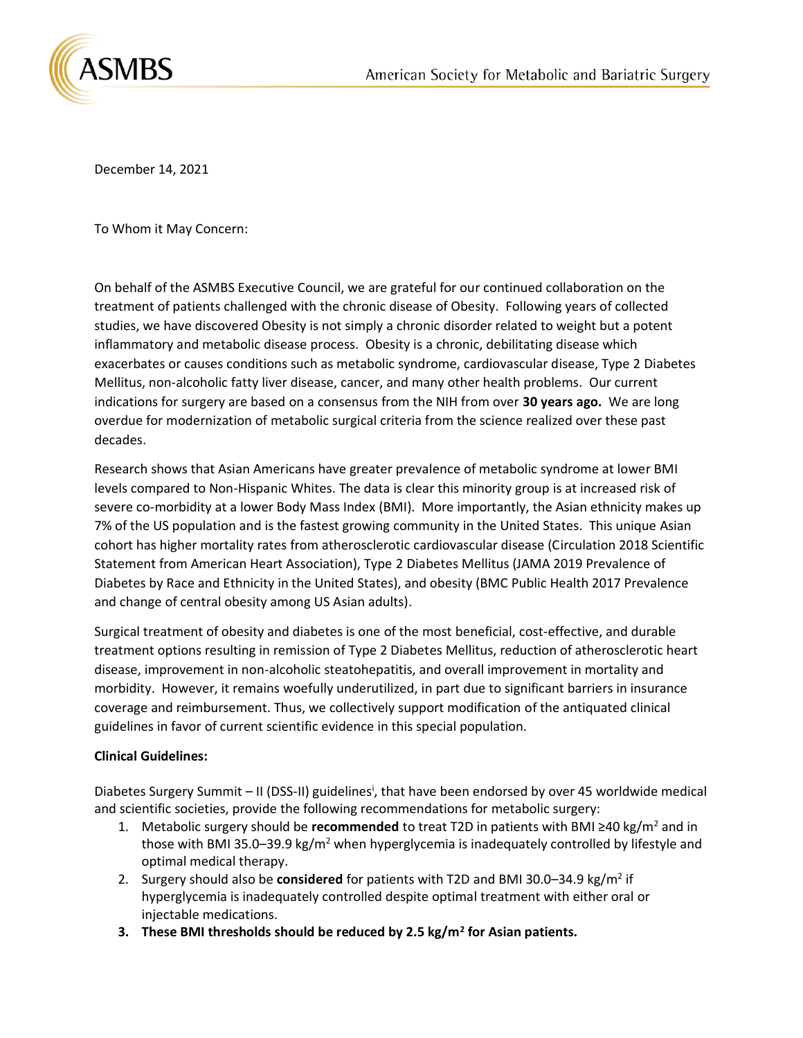December 14, 2021

To Whom it May Concern:

On behalf of the ASMBS Executive Council, we are grateful for our continued collaboration on the treatment of patients challenged with the chronic disease of Obesity. Following years of collected studies, we have discovered Obesity is not simply a chronic disorder related to weight but a potent inflammatory and metabolic disease process. Obesity is a chronic, debilitating disease which exacerbates or causes conditions such as metabolic syndrome, cardiovascular disease, Type 2 Diabetes Mellitus, non-alcoholic fatty liver disease, cancer, and many other health problems. Our current indications for surgery are based on a consensus from the NIH from over **30 years ago.** We are long overdue for modernization of metabolic surgical criteria from the science realized over these past decades.

Research shows that Asian Americans have greater prevalence of metabolic syndrome at lower BMI levels compared to Non-Hispanic Whites. The data is clear this minority group is at increased risk of severe co-morbidity at a lower Body Mass Index (BMI). More importantly, the Asian ethnicity makes up 7% of the US population and is the fastest growing community in the United States. This unique Asian cohort has higher mortality rates from atherosclerotic cardiovascular disease (Circulation 2018 Scientific Statement from American Heart Association), Type 2 Diabetes Mellitus (JAMA 2019 Prevalence of Diabetes by Race and Ethnicity in the United States), and obesity (BMC Public Health 2017 Prevalence and change of central obesity among US Asian adults).

Surgical treatment of obesity and diabetes is one of the most beneficial, cost-effective, and durable treatment options resulting in remission of Type 2 Diabetes Mellitus, reduction of atherosclerotic heart disease, improvement in non-alcoholic steatohepatitis, and overall improvement in mortality and morbidity. However, it remains woefully underutilized, in part due to significant barriers in insurance coverage and reimbursement. Thus, we collectively support modification of the antiquated clinical guidelines in favor of current scientific evidence in this special population.

**Clinical Guidelines:**

Diabetes Surgery Summit – II (DSS-II) guidelines[i], that have been endorsed by over 45 worldwide medical and scientific societies, provide the following recommendations for metabolic surgery:

1. Metabolic surgery should be **recommended** to treat T2D in patients with BMI ≥40 kg/m$^2$ and in those with BMI 35.0–39.9 kg/m$^2$ when hyperglycemia is inadequately controlled by lifestyle and optimal medical therapy.
2. Surgery should also be **considered** for patients with T2D and BMI 30.0–34.9 kg/m$^2$ if hyperglycemia is inadequately controlled despite optimal treatment with either oral or injectable medications.
3. **These BMI thresholds should be reduced by 2.5 kg/m$^2$ for Asian patients.**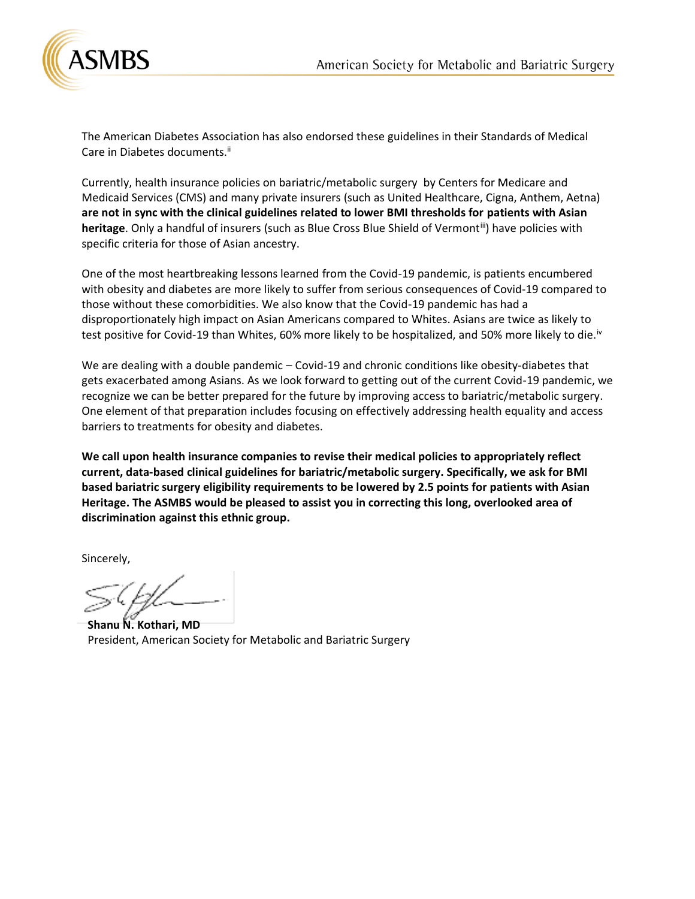The American Diabetes Association has also endorsed these guidelines in their Standards of Medical Care in Diabetes documents.[ii]

Currently, health insurance policies on bariatric/metabolic surgery by Centers for Medicare and Medicaid Services (CMS) and many private insurers (such as United Healthcare, Cigna, Anthem, Aetna) **are not in sync with the clinical guidelines related to lower BMI thresholds for patients with Asian heritage**. Only a handful of insurers (such as Blue Cross Blue Shield of Vermont[iii]) have policies with specific criteria for those of Asian ancestry.

One of the most heartbreaking lessons learned from the Covid-19 pandemic, is patients encumbered with obesity and diabetes are more likely to suffer from serious consequences of Covid-19 compared to those without these comorbidities. We also know that the Covid-19 pandemic has had a disproportionately high impact on Asian Americans compared to Whites. Asians are twice as likely to test positive for Covid-19 than Whites, 60% more likely to be hospitalized, and 50% more likely to die.[iv]

We are dealing with a double pandemic – Covid-19 and chronic conditions like obesity-diabetes that gets exacerbated among Asians. As we look forward to getting out of the current Covid-19 pandemic, we recognize we can be better prepared for the future by improving access to bariatric/metabolic surgery. One element of that preparation includes focusing on effectively addressing health equality and access barriers to treatments for obesity and diabetes.

**We call upon health insurance companies to revise their medical policies to appropriately reflect current, data-based clinical guidelines for bariatric/metabolic surgery. Specifically, we ask for BMI based bariatric surgery eligibility requirements to be lowered by 2.5 points for patients with Asian Heritage. The ASMBS would be pleased to assist you in correcting this long, overlooked area of discrimination against this ethnic group.**

Sincerely,

**Shanu N. Kothari, MD**
President, American Society for Metabolic and Bariatric Surgery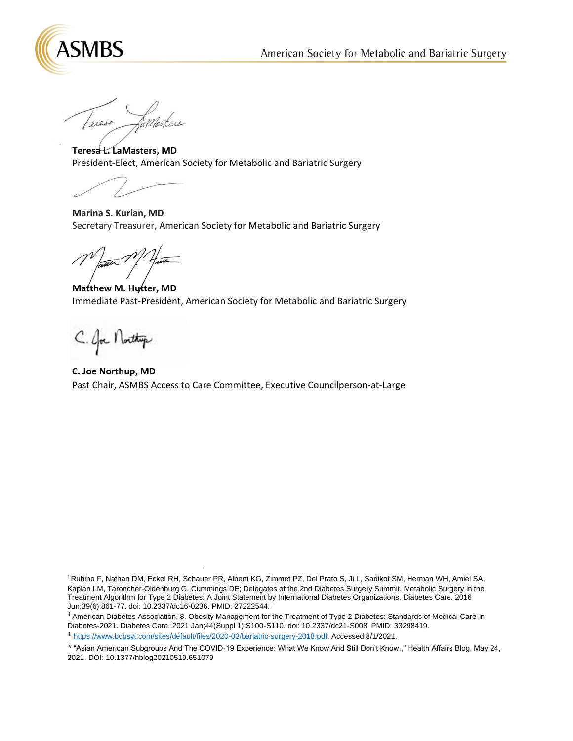**Teresa L. LaMasters, MD**
President-Elect, American Society for Metabolic and Bariatric Surgery

**Marina S. Kurian, MD**
Secretary Treasurer, American Society for Metabolic and Bariatric Surgery

**Matthew M. Hutter, MD**
Immediate Past-President, American Society for Metabolic and Bariatric Surgery

**C. Joe Northup, MD**
Past Chair, ASMBS Access to Care Committee, Executive Councilperson-at-Large

---

[i] Rubino F, Nathan DM, Eckel RH, Schauer PR, Alberti KG, Zimmet PZ, Del Prato S, Ji L, Sadikot SM, Herman WH, Amiel SA, Kaplan LM, Taroncher-Oldenburg G, Cummings DE; Delegates of the 2nd Diabetes Surgery Summit. Metabolic Surgery in the Treatment Algorithm for Type 2 Diabetes: A Joint Statement by International Diabetes Organizations. Diabetes Care. 2016 Jun;39(6):861-77. doi: 10.2337/dc16-0236. PMID: 27222544.

[ii] American Diabetes Association. 8. Obesity Management for the Treatment of Type 2 Diabetes: Standards of Medical Care in Diabetes-2021. Diabetes Care. 2021 Jan;44(Suppl 1):S100-S110. doi: 10.2337/dc21-S008. PMID: 33298419.

[iii] https://www.bcbsvt.com/sites/default/files/2020-03/bariatric-surgery-2018.pdf. Accessed 8/1/2021.

[iv] "Asian American Subgroups And The COVID-19 Experience: What We Know And Still Don't Know.," Health Affairs Blog, May 24, 2021. DOI: 10.1377/hblog20210519.651079